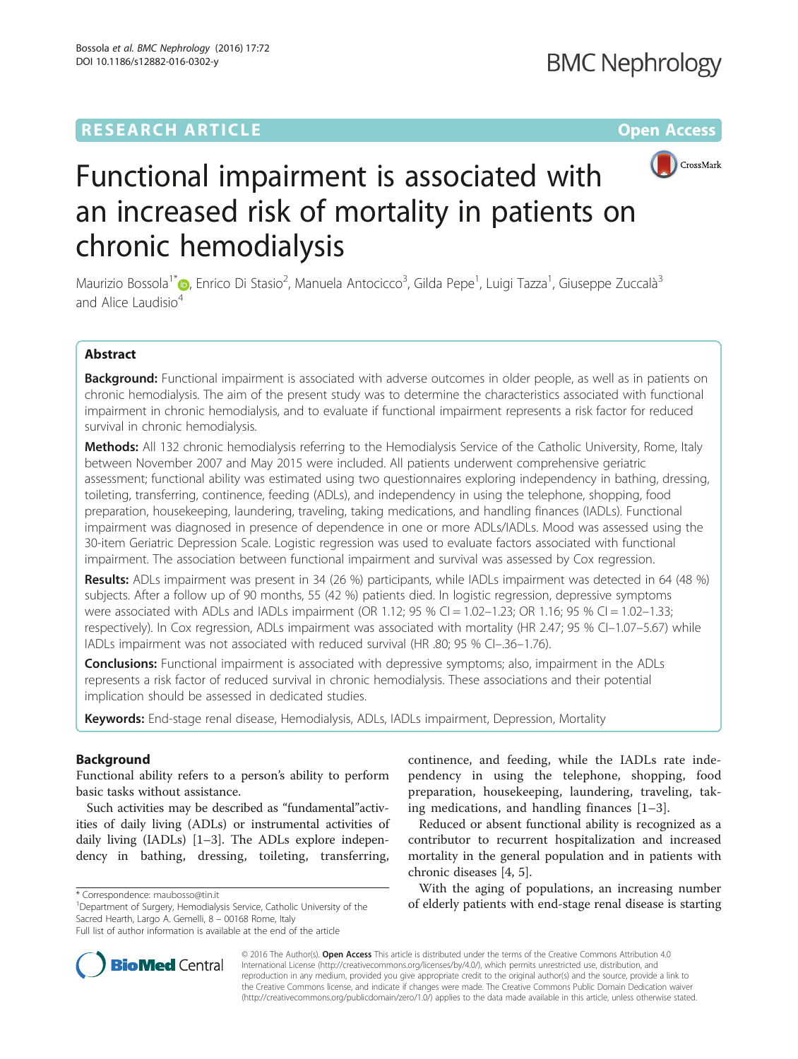RESEARCH ARTICLE

Open Access

# Functional impairment is associated with an increased risk of mortality in patients on chronic hemodialysis

Maurizio Bossola[1*], Enrico Di Stasio[2], Manuela Antocicco[3], Gilda Pepe[1], Luigi Tazza[1], Giuseppe Zuccalà[3] and Alice Laudisio[4]

## Abstract

**Background:** Functional impairment is associated with adverse outcomes in older people, as well as in patients on chronic hemodialysis. The aim of the present study was to determine the characteristics associated with functional impairment in chronic hemodialysis, and to evaluate if functional impairment represents a risk factor for reduced survival in chronic hemodialysis.

**Methods:** All 132 chronic hemodialysis referring to the Hemodialysis Service of the Catholic University, Rome, Italy between November 2007 and May 2015 were included. All patients underwent comprehensive geriatric assessment; functional ability was estimated using two questionnaires exploring independency in bathing, dressing, toileting, transferring, continence, feeding (ADLs), and independency in using the telephone, shopping, food preparation, housekeeping, laundering, traveling, taking medications, and handling finances (IADLs). Functional impairment was diagnosed in presence of dependence in one or more ADLs/IADLs. Mood was assessed using the 30-item Geriatric Depression Scale. Logistic regression was used to evaluate factors associated with functional impairment. The association between functional impairment and survival was assessed by Cox regression.

**Results:** ADLs impairment was present in 34 (26 %) participants, while IADLs impairment was detected in 64 (48 %) subjects. After a follow up of 90 months, 55 (42 %) patients died. In logistic regression, depressive symptoms were associated with ADLs and IADLs impairment (OR 1.12; 95 % CI = 1.02–1.23; OR 1.16; 95 % CI = 1.02–1.33; respectively). In Cox regression, ADLs impairment was associated with mortality (HR 2.47; 95 % CI–1.07–5.67) while IADLs impairment was not associated with reduced survival (HR .80; 95 % CI–.36–1.76).

**Conclusions:** Functional impairment is associated with depressive symptoms; also, impairment in the ADLs represents a risk factor of reduced survival in chronic hemodialysis. These associations and their potential implication should be assessed in dedicated studies.

**Keywords:** End-stage renal disease, Hemodialysis, ADLs, IADLs impairment, Depression, Mortality

## Background

Functional ability refers to a person's ability to perform basic tasks without assistance.

Such activities may be described as "fundamental"activities of daily living (ADLs) or instrumental activities of daily living (IADLs) [1–3]. The ADLs explore independency in bathing, dressing, toileting, transferring, continence, and feeding, while the IADLs rate independency in using the telephone, shopping, food preparation, housekeeping, laundering, traveling, taking medications, and handling finances [1–3].

Reduced or absent functional ability is recognized as a contributor to recurrent hospitalization and increased mortality in the general population and in patients with chronic diseases [4, 5].

With the aging of populations, an increasing number of elderly patients with end-stage renal disease is starting

* Correspondence: maubosso@tin.it
[1]Department of Surgery, Hemodialysis Service, Catholic University of the Sacred Hearth, Largo A. Gemelli, 8 – 00168 Rome, Italy
Full list of author information is available at the end of the article

© 2016 The Author(s). **Open Access** This article is distributed under the terms of the Creative Commons Attribution 4.0 International License (http://creativecommons.org/licenses/by/4.0/), which permits unrestricted use, distribution, and reproduction in any medium, provided you give appropriate credit to the original author(s) and the source, provide a link to the Creative Commons license, and indicate if changes were made. The Creative Commons Public Domain Dedication waiver (http://creativecommons.org/publicdomain/zero/1.0/) applies to the data made available in this article, unless otherwise stated.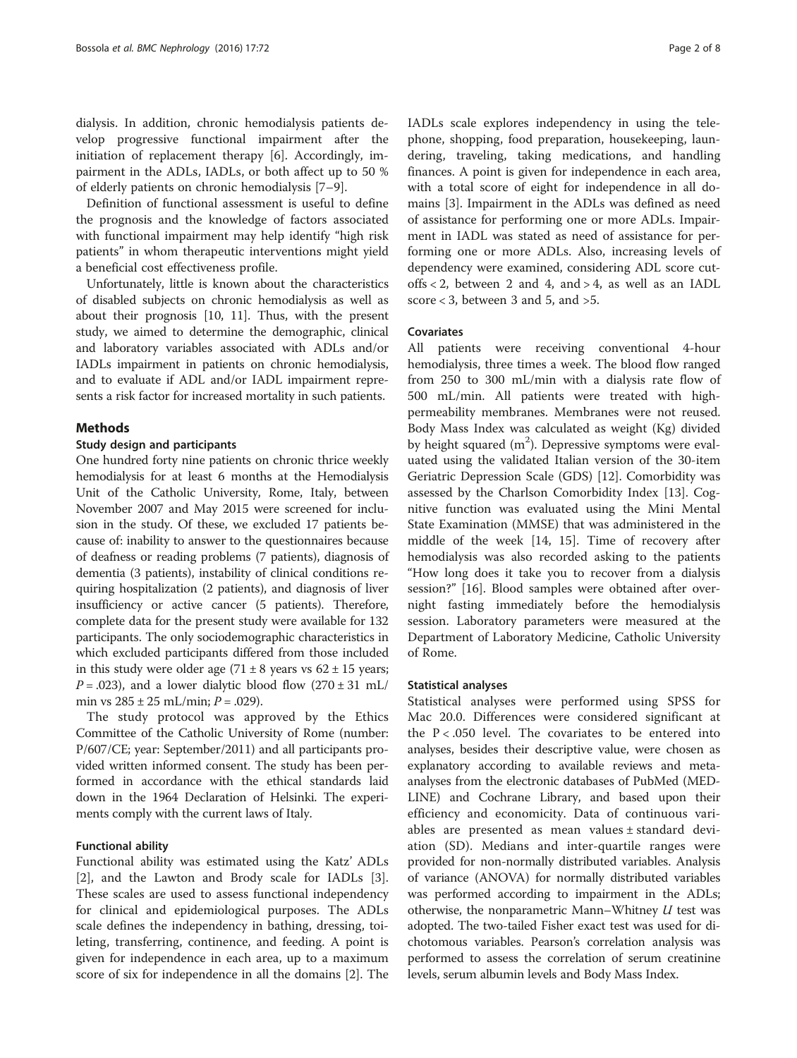dialysis. In addition, chronic hemodialysis patients develop progressive functional impairment after the initiation of replacement therapy [6]. Accordingly, impairment in the ADLs, IADLs, or both affect up to 50 % of elderly patients on chronic hemodialysis [7–9].

Definition of functional assessment is useful to define the prognosis and the knowledge of factors associated with functional impairment may help identify "high risk patients" in whom therapeutic interventions might yield a beneficial cost effectiveness profile.

Unfortunately, little is known about the characteristics of disabled subjects on chronic hemodialysis as well as about their prognosis [10, 11]. Thus, with the present study, we aimed to determine the demographic, clinical and laboratory variables associated with ADLs and/or IADLs impairment in patients on chronic hemodialysis, and to evaluate if ADL and/or IADL impairment represents a risk factor for increased mortality in such patients.

## Methods

### Study design and participants

One hundred forty nine patients on chronic thrice weekly hemodialysis for at least 6 months at the Hemodialysis Unit of the Catholic University, Rome, Italy, between November 2007 and May 2015 were screened for inclusion in the study. Of these, we excluded 17 patients because of: inability to answer to the questionnaires because of deafness or reading problems (7 patients), diagnosis of dementia (3 patients), instability of clinical conditions requiring hospitalization (2 patients), and diagnosis of liver insufficiency or active cancer (5 patients). Therefore, complete data for the present study were available for 132 participants. The only sociodemographic characteristics in which excluded participants differed from those included in this study were older age ($71 \pm 8$ years vs $62 \pm 15$ years; $P = .023$), and a lower dialytic blood flow ($270 \pm 31$ mL/min vs $285 \pm 25$ mL/min; $P = .029$).

The study protocol was approved by the Ethics Committee of the Catholic University of Rome (number: P/607/CE; year: September/2011) and all participants provided written informed consent. The study has been performed in accordance with the ethical standards laid down in the 1964 Declaration of Helsinki. The experiments comply with the current laws of Italy.

### Functional ability

Functional ability was estimated using the Katz' ADLs [2], and the Lawton and Brody scale for IADLs [3]. These scales are used to assess functional independency for clinical and epidemiological purposes. The ADLs scale defines the independency in bathing, dressing, toileting, transferring, continence, and feeding. A point is given for independence in each area, up to a maximum score of six for independence in all the domains [2]. The IADLs scale explores independency in using the telephone, shopping, food preparation, housekeeping, laundering, traveling, taking medications, and handling finances. A point is given for independence in each area, with a total score of eight for independence in all domains [3]. Impairment in the ADLs was defined as need of assistance for performing one or more ADLs. Impairment in IADL was stated as need of assistance for performing one or more ADLs. Also, increasing levels of dependency were examined, considering ADL score cutoffs $< 2$, between 2 and 4, and $> 4$, as well as an IADL score $< 3$, between 3 and 5, and $>5$.

### Covariates

All patients were receiving conventional 4-hour hemodialysis, three times a week. The blood flow ranged from 250 to 300 mL/min with a dialysis rate flow of 500 mL/min. All patients were treated with high-permeability membranes. Membranes were not reused. Body Mass Index was calculated as weight (Kg) divided by height squared ($m^2$). Depressive symptoms were evaluated using the validated Italian version of the 30-item Geriatric Depression Scale (GDS) [12]. Comorbidity was assessed by the Charlson Comorbidity Index [13]. Cognitive function was evaluated using the Mini Mental State Examination (MMSE) that was administered in the middle of the week [14, 15]. Time of recovery after hemodialysis was also recorded asking to the patients "How long does it take you to recover from a dialysis session?" [16]. Blood samples were obtained after overnight fasting immediately before the hemodialysis session. Laboratory parameters were measured at the Department of Laboratory Medicine, Catholic University of Rome.

### Statistical analyses

Statistical analyses were performed using SPSS for Mac 20.0. Differences were considered significant at the $P < .050$ level. The covariates to be entered into analyses, besides their descriptive value, were chosen as explanatory according to available reviews and meta-analyses from the electronic databases of PubMed (MEDLINE) and Cochrane Library, and based upon their efficiency and economicity. Data of continuous variables are presented as mean values ± standard deviation (SD). Medians and inter-quartile ranges were provided for non-normally distributed variables. Analysis of variance (ANOVA) for normally distributed variables was performed according to impairment in the ADLs; otherwise, the nonparametric Mann–Whitney *U* test was adopted. The two-tailed Fisher exact test was used for dichotomous variables. Pearson's correlation analysis was performed to assess the correlation of serum creatinine levels, serum albumin levels and Body Mass Index.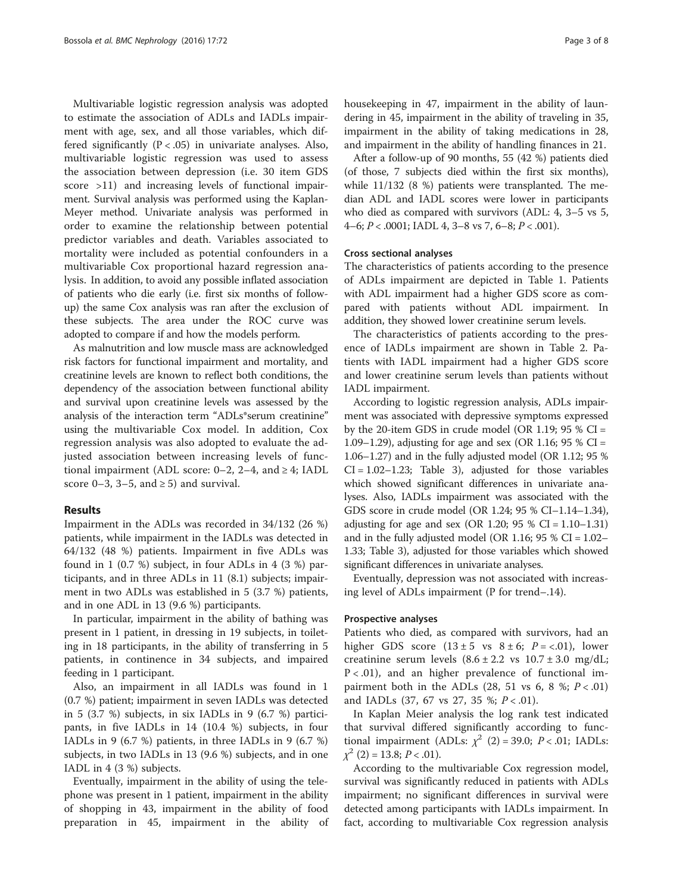Multivariable logistic regression analysis was adopted to estimate the association of ADLs and IADLs impairment with age, sex, and all those variables, which differed significantly ($P < .05$) in univariate analyses. Also, multivariable logistic regression was used to assess the association between depression (i.e. 30 item GDS score >11) and increasing levels of functional impairment. Survival analysis was performed using the Kaplan-Meyer method. Univariate analysis was performed in order to examine the relationship between potential predictor variables and death. Variables associated to mortality were included as potential confounders in a multivariable Cox proportional hazard regression analysis. In addition, to avoid any possible inflated association of patients who die early (i.e. first six months of follow-up) the same Cox analysis was ran after the exclusion of these subjects. The area under the ROC curve was adopted to compare if and how the models perform.

As malnutrition and low muscle mass are acknowledged risk factors for functional impairment and mortality, and creatinine levels are known to reflect both conditions, the dependency of the association between functional ability and survival upon creatinine levels was assessed by the analysis of the interaction term "ADLs*serum creatinine" using the multivariable Cox model. In addition, Cox regression analysis was also adopted to evaluate the adjusted association between increasing levels of functional impairment (ADL score: 0–2, 2–4, and ≥ 4; IADL score 0–3, 3–5, and ≥ 5) and survival.

## Results

Impairment in the ADLs was recorded in 34/132 (26 %) patients, while impairment in the IADLs was detected in 64/132 (48 %) patients. Impairment in five ADLs was found in 1 (0.7 %) subject, in four ADLs in 4 (3 %) participants, and in three ADLs in 11 (8.1) subjects; impairment in two ADLs was established in 5 (3.7 %) patients, and in one ADL in 13 (9.6 %) participants.

In particular, impairment in the ability of bathing was present in 1 patient, in dressing in 19 subjects, in toileting in 18 participants, in the ability of transferring in 5 patients, in continence in 34 subjects, and impaired feeding in 1 participant.

Also, an impairment in all IADLs was found in 1 (0.7 %) patient; impairment in seven IADLs was detected in 5 (3.7 %) subjects, in six IADLs in 9 (6.7 %) participants, in five IADLs in 14 (10.4 %) subjects, in four IADLs in 9 (6.7 %) patients, in three IADLs in 9 (6.7 %) subjects, in two IADLs in 13 (9.6 %) subjects, and in one IADL in 4 (3 %) subjects.

Eventually, impairment in the ability of using the telephone was present in 1 patient, impairment in the ability of shopping in 43, impairment in the ability of food preparation in 45, impairment in the ability of housekeeping in 47, impairment in the ability of laundering in 45, impairment in the ability of traveling in 35, impairment in the ability of taking medications in 28, and impairment in the ability of handling finances in 21.

After a follow-up of 90 months, 55 (42 %) patients died (of those, 7 subjects died within the first six months), while 11/132 (8 %) patients were transplanted. The median ADL and IADL scores were lower in participants who died as compared with survivors (ADL: 4, 3–5 vs 5, 4–6; $P < .0001$; IADL 4, 3–8 vs 7, 6–8; $P < .001$).

### Cross sectional analyses

The characteristics of patients according to the presence of ADLs impairment are depicted in Table 1. Patients with ADL impairment had a higher GDS score as compared with patients without ADL impairment. In addition, they showed lower creatinine serum levels.

The characteristics of patients according to the presence of IADLs impairment are shown in Table 2. Patients with IADL impairment had a higher GDS score and lower creatinine serum levels than patients without IADL impairment.

According to logistic regression analysis, ADLs impairment was associated with depressive symptoms expressed by the 20-item GDS in crude model (OR 1.19; 95 % CI = 1.09–1.29), adjusting for age and sex (OR 1.16; 95 % CI = 1.06–1.27) and in the fully adjusted model (OR 1.12; 95 % CI = 1.02–1.23; Table 3), adjusted for those variables which showed significant differences in univariate analyses. Also, IADLs impairment was associated with the GDS score in crude model (OR 1.24; 95 % CI–1.14–1.34), adjusting for age and sex (OR 1.20; 95 % CI = 1.10–1.31) and in the fully adjusted model (OR 1.16; 95 % CI = 1.02–1.33; Table 3), adjusted for those variables which showed significant differences in univariate analyses.

Eventually, depression was not associated with increasing level of ADLs impairment (P for trend–.14).

### Prospective analyses

Patients who died, as compared with survivors, had an higher GDS score (13 ± 5 vs 8 ± 6; $P = <.01$), lower creatinine serum levels (8.6 ± 2.2 vs 10.7 ± 3.0 mg/dL; $P < .01$), and an higher prevalence of functional impairment both in the ADLs (28, 51 vs 6, 8 %; $P < .01$) and IADLs (37, 67 vs 27, 35 %; $P < .01$).

In Kaplan Meier analysis the log rank test indicated that survival differed significantly according to functional impairment (ADLs: $\chi^2$ (2) = 39.0; $P < .01$; IADLs: $\chi^2$ (2) = 13.8; $P < .01$).

According to the multivariable Cox regression model, survival was significantly reduced in patients with ADLs impairment; no significant differences in survival were detected among participants with IADLs impairment. In fact, according to multivariable Cox regression analysis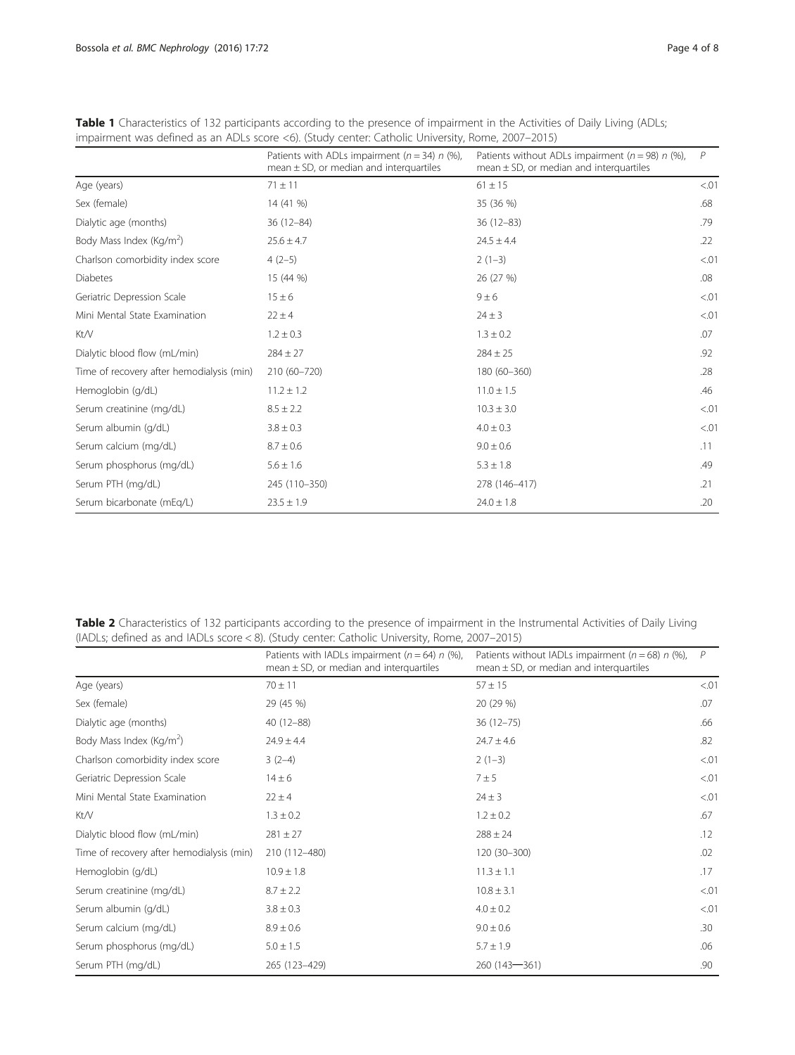**Table 1** Characteristics of 132 participants according to the presence of impairment in the Activities of Daily Living (ADLs; impairment was defined as an ADLs score <6). (Study center: Catholic University, Rome, 2007–2015)

| | Patients with ADLs impairment ($n = 34$) $n$ (%), mean ± SD, or median and interquartiles | Patients without ADLs impairment ($n = 98$) $n$ (%), mean ± SD, or median and interquartiles | $P$ |
|---|---|---|---|
| Age (years) | 71 ± 11 | 61 ± 15 | <.01 |
| Sex (female) | 14 (41 %) | 35 (36 %) | .68 |
| Dialytic age (months) | 36 (12–84) | 36 (12–83) | .79 |
| Body Mass Index (Kg/m$^2$) | 25.6 ± 4.7 | 24.5 ± 4.4 | .22 |
| Charlson comorbidity index score | 4 (2–5) | 2 (1–3) | <.01 |
| Diabetes | 15 (44 %) | 26 (27 %) | .08 |
| Geriatric Depression Scale | 15 ± 6 | 9 ± 6 | <.01 |
| Mini Mental State Examination | 22 ± 4 | 24 ± 3 | <.01 |
| Kt/V | 1.2 ± 0.3 | 1.3 ± 0.2 | .07 |
| Dialytic blood flow (mL/min) | 284 ± 27 | 284 ± 25 | .92 |
| Time of recovery after hemodialysis (min) | 210 (60–720) | 180 (60–360) | .28 |
| Hemoglobin (g/dL) | 11.2 ± 1.2 | 11.0 ± 1.5 | .46 |
| Serum creatinine (mg/dL) | 8.5 ± 2.2 | 10.3 ± 3.0 | <.01 |
| Serum albumin (g/dL) | 3.8 ± 0.3 | 4.0 ± 0.3 | <.01 |
| Serum calcium (mg/dL) | 8.7 ± 0.6 | 9.0 ± 0.6 | .11 |
| Serum phosphorus (mg/dL) | 5.6 ± 1.6 | 5.3 ± 1.8 | .49 |
| Serum PTH (mg/dL) | 245 (110–350) | 278 (146–417) | .21 |
| Serum bicarbonate (mEq/L) | 23.5 ± 1.9 | 24.0 ± 1.8 | .20 |

**Table 2** Characteristics of 132 participants according to the presence of impairment in the Instrumental Activities of Daily Living (IADLs; defined as and IADLs score < 8). (Study center: Catholic University, Rome, 2007–2015)

| | Patients with IADLs impairment ($n = 64$) $n$ (%), mean ± SD, or median and interquartiles | Patients without IADLs impairment ($n = 68$) $n$ (%), mean ± SD, or median and interquartiles | $P$ |
|---|---|---|---|
| Age (years) | 70 ± 11 | 57 ± 15 | <.01 |
| Sex (female) | 29 (45 %) | 20 (29 %) | .07 |
| Dialytic age (months) | 40 (12–88) | 36 (12–75) | .66 |
| Body Mass Index (Kg/m$^2$) | 24.9 ± 4.4 | 24.7 ± 4.6 | .82 |
| Charlson comorbidity index score | 3 (2–4) | 2 (1–3) | <.01 |
| Geriatric Depression Scale | 14 ± 6 | 7 ± 5 | <.01 |
| Mini Mental State Examination | 22 ± 4 | 24 ± 3 | <.01 |
| Kt/V | 1.3 ± 0.2 | 1.2 ± 0.2 | .67 |
| Dialytic blood flow (mL/min) | 281 ± 27 | 288 ± 24 | .12 |
| Time of recovery after hemodialysis (min) | 210 (112–480) | 120 (30–300) | .02 |
| Hemoglobin (g/dL) | 10.9 ± 1.8 | 11.3 ± 1.1 | .17 |
| Serum creatinine (mg/dL) | 8.7 ± 2.2 | 10.8 ± 3.1 | <.01 |
| Serum albumin (g/dL) | 3.8 ± 0.3 | 4.0 ± 0.2 | <.01 |
| Serum calcium (mg/dL) | 8.9 ± 0.6 | 9.0 ± 0.6 | .30 |
| Serum phosphorus (mg/dL) | 5.0 ± 1.5 | 5.7 ± 1.9 | .06 |
| Serum PTH (mg/dL) | 265 (123–429) | 260 (143—361) | .90 |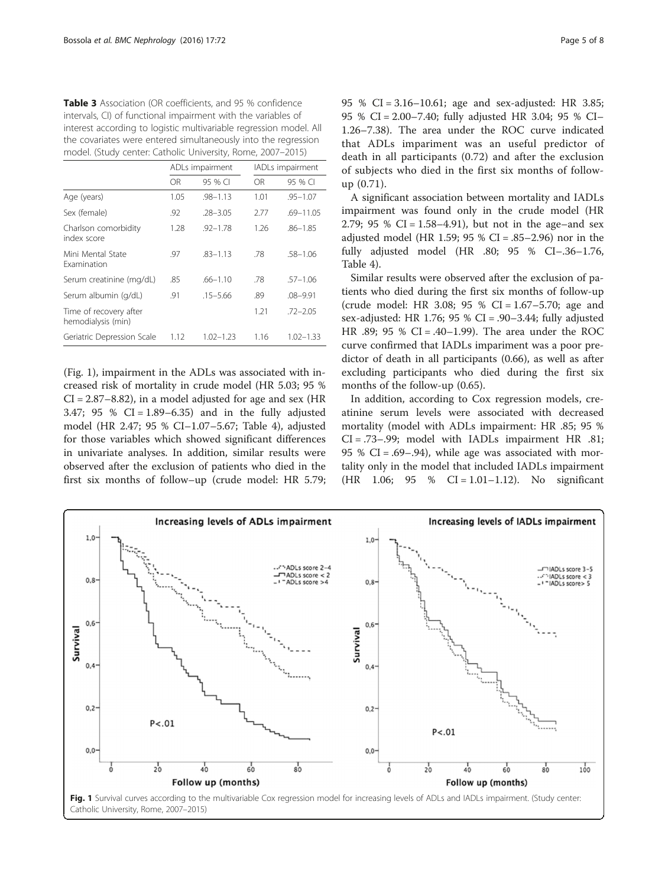**Table 3** Association (OR coefficients, and 95 % confidence intervals, CI) of functional impairment with the variables of interest according to logistic multivariable regression model. All the covariates were entered simultaneously into the regression model. (Study center: Catholic University, Rome, 2007–2015)

| | ADLs impairment | | IADLs impairment | |
|---|---|---|---|---|
| | OR | 95 % CI | OR | 95 % CI |
| Age (years) | 1.05 | .98–1.13 | 1.01 | .95–1.07 |
| Sex (female) | .92 | .28–3.05 | 2.77 | .69–11.05 |
| Charlson comorbidity index score | 1.28 | .92–1.78 | 1.26 | .86–1.85 |
| Mini Mental State Examination | .97 | .83–1.13 | .78 | .58–1.06 |
| Serum creatinine (mg/dL) | .85 | .66–1.10 | .78 | .57–1.06 |
| Serum albumin (g/dL) | .91 | .15–5.66 | .89 | .08–9.91 |
| Time of recovery after hemodialysis (min) | | | 1.21 | .72–2.05 |
| Geriatric Depression Scale | 1.12 | 1.02–1.23 | 1.16 | 1.02–1.33 |

(Fig. 1), impairment in the ADLs was associated with increased risk of mortality in crude model (HR 5.03; 95 % CI = 2.87–8.82), in a model adjusted for age and sex (HR 3.47; 95 % CI = 1.89–6.35) and in the fully adjusted model (HR 2.47; 95 % CI–1.07–5.67; Table 4), adjusted for those variables which showed significant differences in univariate analyses. In addition, similar results were observed after the exclusion of patients who died in the first six months of follow–up (crude model: HR 5.79; 95 % CI = 3.16–10.61; age and sex-adjusted: HR 3.85; 95 % CI = 2.00–7.40; fully adjusted HR 3.04; 95 % CI–1.26–7.38). The area under the ROC curve indicated that ADLs impariment was an useful predictor of death in all participants (0.72) and after the exclusion of subjects who died in the first six months of follow-up (0.71).

A significant association between mortality and IADLs impairment was found only in the crude model (HR 2.79; 95 % CI = 1.58–4.91), but not in the age–and sex adjusted model (HR 1.59; 95 % CI = .85–2.96) nor in the fully adjusted model (HR .80; 95 % CI–.36–1.76, Table 4).

Similar results were observed after the exclusion of patients who died during the first six months of follow-up (crude model: HR 3.08; 95 % CI = 1.67–5.70; age and sex-adjusted: HR 1.76; 95 % CI = .90–3.44; fully adjusted HR .89; 95 % CI = .40–1.99). The area under the ROC curve confirmed that IADLs impairment was a poor predictor of death in all participants (0.66), as well as after excluding participants who died during the first six months of the follow-up (0.65).

In addition, according to Cox regression models, creatinine serum levels were associated with decreased mortality (model with ADLs impairment: HR .85; 95 % CI = .73–.99; model with IADLs impairment HR .81; 95 % CI = .69–.94), while age was associated with mortality only in the model that included IADLs impairment (HR 1.06; 95 % CI = 1.01–1.12). No significant

**Fig. 1** Survival curves according to the multivariable Cox regression model for increasing levels of ADLs and IADLs impairment. (Study center: Catholic University, Rome, 2007–2015)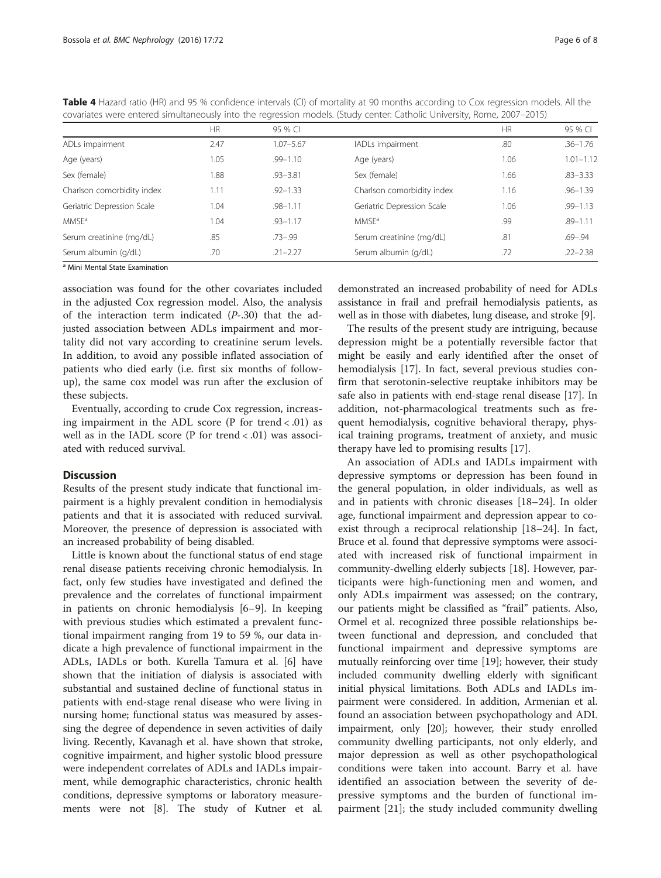**Table 4** Hazard ratio (HR) and 95 % confidence intervals (CI) of mortality at 90 months according to Cox regression models. All the covariates were entered simultaneously into the regression models. (Study center: Catholic University, Rome, 2007–2015)

| | HR | 95 % CI | | HR | 95 % CI |
|---|---|---|---|---|---|
| ADLs impairment | 2.47 | 1.07–5.67 | IADLs impairment | .80 | .36–1.76 |
| Age (years) | 1.05 | .99–1.10 | Age (years) | 1.06 | 1.01–1.12 |
| Sex (female) | 1.88 | .93–3.81 | Sex (female) | 1.66 | .83–3.33 |
| Charlson comorbidity index | 1.11 | .92–1.33 | Charlson comorbidity index | 1.16 | .96–1.39 |
| Geriatric Depression Scale | 1.04 | .98–1.11 | Geriatric Depression Scale | 1.06 | .99–1.13 |
| MMSE[a] | 1.04 | .93–1.17 | MMSE[a] | .99 | .89–1.11 |
| Serum creatinine (mg/dL) | .85 | .73–.99 | Serum creatinine (mg/dL) | .81 | .69–.94 |
| Serum albumin (g/dL) | .70 | .21–2.27 | Serum albumin (g/dL) | .72 | .22–2.38 |

[a] Mini Mental State Examination

association was found for the other covariates included in the adjusted Cox regression model. Also, the analysis of the interaction term indicated (*P*-.30) that the adjusted association between ADLs impairment and mortality did not vary according to creatinine serum levels. In addition, to avoid any possible inflated association of patients who died early (i.e. first six months of follow-up), the same cox model was run after the exclusion of these subjects.

Eventually, according to crude Cox regression, increasing impairment in the ADL score (P for trend < .01) as well as in the IADL score (P for trend < .01) was associated with reduced survival.

## Discussion

Results of the present study indicate that functional impairment is a highly prevalent condition in hemodialysis patients and that it is associated with reduced survival. Moreover, the presence of depression is associated with an increased probability of being disabled.

Little is known about the functional status of end stage renal disease patients receiving chronic hemodialysis. In fact, only few studies have investigated and defined the prevalence and the correlates of functional impairment in patients on chronic hemodialysis [6–9]. In keeping with previous studies which estimated a prevalent functional impairment ranging from 19 to 59 %, our data indicate a high prevalence of functional impairment in the ADLs, IADLs or both. Kurella Tamura et al. [6] have shown that the initiation of dialysis is associated with substantial and sustained decline of functional status in patients with end-stage renal disease who were living in nursing home; functional status was measured by assessing the degree of dependence in seven activities of daily living. Recently, Kavanagh et al. have shown that stroke, cognitive impairment, and higher systolic blood pressure were independent correlates of ADLs and IADLs impairment, while demographic characteristics, chronic health conditions, depressive symptoms or laboratory measurements were not [8]. The study of Kutner et al. demonstrated an increased probability of need for ADLs assistance in frail and prefrail hemodialysis patients, as well as in those with diabetes, lung disease, and stroke [9].

The results of the present study are intriguing, because depression might be a potentially reversible factor that might be easily and early identified after the onset of hemodialysis [17]. In fact, several previous studies confirm that serotonin-selective reuptake inhibitors may be safe also in patients with end-stage renal disease [17]. In addition, not-pharmacological treatments such as frequent hemodialysis, cognitive behavioral therapy, physical training programs, treatment of anxiety, and music therapy have led to promising results [17].

An association of ADLs and IADLs impairment with depressive symptoms or depression has been found in the general population, in older individuals, as well as and in patients with chronic diseases [18–24]. In older age, functional impairment and depression appear to coexist through a reciprocal relationship [18–24]. In fact, Bruce et al. found that depressive symptoms were associated with increased risk of functional impairment in community-dwelling elderly subjects [18]. However, participants were high-functioning men and women, and only ADLs impairment was assessed; on the contrary, our patients might be classified as "frail" patients. Also, Ormel et al. recognized three possible relationships between functional and depression, and concluded that functional impairment and depressive symptoms are mutually reinforcing over time [19]; however, their study included community dwelling elderly with significant initial physical limitations. Both ADLs and IADLs impairment were considered. In addition, Armenian et al. found an association between psychopathology and ADL impairment, only [20]; however, their study enrolled community dwelling participants, not only elderly, and major depression as well as other psychopathological conditions were taken into account. Barry et al. have identified an association between the severity of depressive symptoms and the burden of functional impairment [21]; the study included community dwelling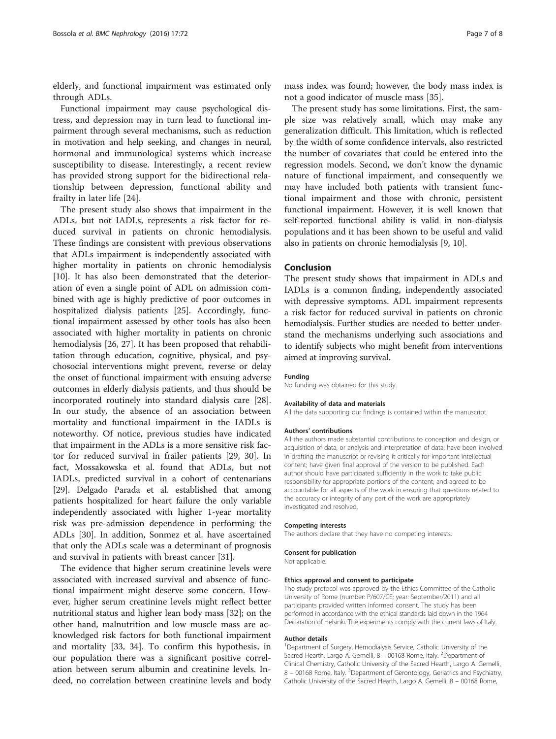elderly, and functional impairment was estimated only through ADLs.

Functional impairment may cause psychological distress, and depression may in turn lead to functional impairment through several mechanisms, such as reduction in motivation and help seeking, and changes in neural, hormonal and immunological systems which increase susceptibility to disease. Interestingly, a recent review has provided strong support for the bidirectional relationship between depression, functional ability and frailty in later life [24].

The present study also shows that impairment in the ADLs, but not IADLs, represents a risk factor for reduced survival in patients on chronic hemodialysis. These findings are consistent with previous observations that ADLs impairment is independently associated with higher mortality in patients on chronic hemodialysis [10]. It has also been demonstrated that the deterioration of even a single point of ADL on admission combined with age is highly predictive of poor outcomes in hospitalized dialysis patients [25]. Accordingly, functional impairment assessed by other tools has also been associated with higher mortality in patients on chronic hemodialysis [26, 27]. It has been proposed that rehabilitation through education, cognitive, physical, and psychosocial interventions might prevent, reverse or delay the onset of functional impairment with ensuing adverse outcomes in elderly dialysis patients, and thus should be incorporated routinely into standard dialysis care [28]. In our study, the absence of an association between mortality and functional impairment in the IADLs is noteworthy. Of notice, previous studies have indicated that impairment in the ADLs is a more sensitive risk factor for reduced survival in frailer patients [29, 30]. In fact, Mossakowska et al. found that ADLs, but not IADLs, predicted survival in a cohort of centenarians [29]. Delgado Parada et al. established that among patients hospitalized for heart failure the only variable independently associated with higher 1-year mortality risk was pre-admission dependence in performing the ADLs [30]. In addition, Sonmez et al. have ascertained that only the ADLs scale was a determinant of prognosis and survival in patients with breast cancer [31].

The evidence that higher serum creatinine levels were associated with increased survival and absence of functional impairment might deserve some concern. However, higher serum creatinine levels might reflect better nutritional status and higher lean body mass [32]; on the other hand, malnutrition and low muscle mass are acknowledged risk factors for both functional impairment and mortality [33, 34]. To confirm this hypothesis, in our population there was a significant positive correlation between serum albumin and creatinine levels. Indeed, no correlation between creatinine levels and body mass index was found; however, the body mass index is not a good indicator of muscle mass [35].

The present study has some limitations. First, the sample size was relatively small, which may make any generalization difficult. This limitation, which is reflected by the width of some confidence intervals, also restricted the number of covariates that could be entered into the regression models. Second, we don't know the dynamic nature of functional impairment, and consequently we may have included both patients with transient functional impairment and those with chronic, persistent functional impairment. However, it is well known that self-reported functional ability is valid in non-dialysis populations and it has been shown to be useful and valid also in patients on chronic hemodialysis [9, 10].

## Conclusion

The present study shows that impairment in ADLs and IADLs is a common finding, independently associated with depressive symptoms. ADL impairment represents a risk factor for reduced survival in patients on chronic hemodialysis. Further studies are needed to better understand the mechanisms underlying such associations and to identify subjects who might benefit from interventions aimed at improving survival.

#### Funding

No funding was obtained for this study.

#### Availability of data and materials

All the data supporting our findings is contained within the manuscript.

#### Authors' contributions

All the authors made substantial contributions to conception and design, or acquisition of data, or analysis and interpretation of data; have been involved in drafting the manuscript or revising it critically for important intellectual content; have given final approval of the version to be published. Each author should have participated sufficiently in the work to take public responsibility for appropriate portions of the content; and agreed to be accountable for all aspects of the work in ensuring that questions related to the accuracy or integrity of any part of the work are appropriately investigated and resolved.

#### Competing interests

The authors declare that they have no competing interests.

#### Consent for publication

Not applicable.

#### Ethics approval and consent to participate

The study protocol was approved by the Ethics Committee of the Catholic University of Rome (number: P/607/CE; year: September/2011) and all participants provided written informed consent. The study has been performed in accordance with the ethical standards laid down in the 1964 Declaration of Helsinki. The experiments comply with the current laws of Italy.

#### Author details

[1]Department of Surgery, Hemodialysis Service, Catholic University of the Sacred Hearth, Largo A. Gemelli, 8 – 00168 Rome, Italy. [2]Department of Clinical Chemistry, Catholic University of the Sacred Hearth, Largo A. Gemelli, 8 – 00168 Rome, Italy. [3]Department of Gerontology, Geriatrics and Psychiatry, Catholic University of the Sacred Hearth, Largo A. Gemelli, 8 – 00168 Rome,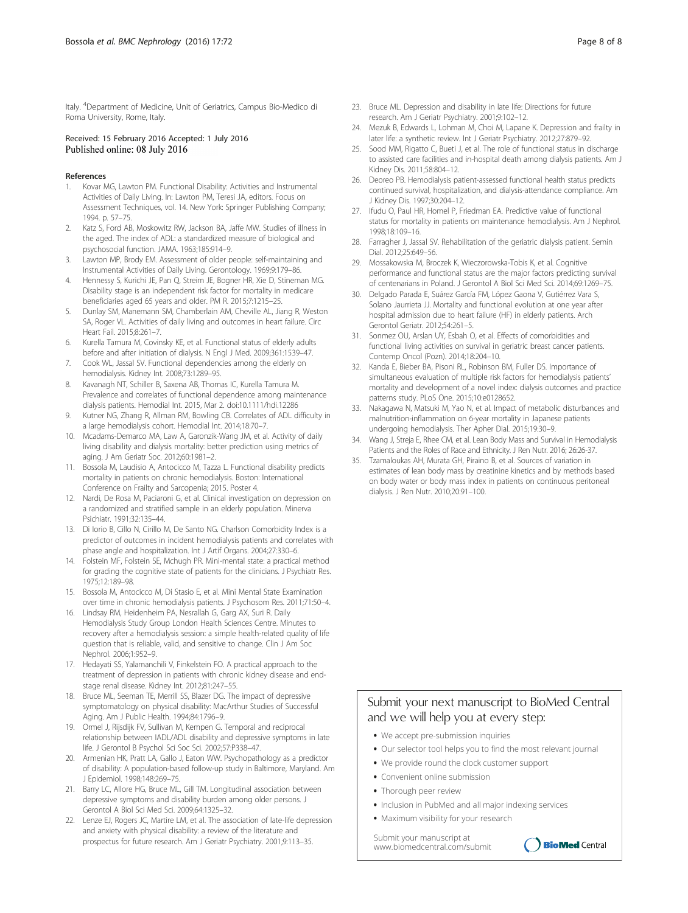Italy. [4]Department of Medicine, Unit of Geriatrics, Campus Bio-Medico di Roma University, Rome, Italy.

Received: 15 February 2016 Accepted: 1 July 2016
Published online: 08 July 2016

## References

1. Kovar MG, Lawton PM. Functional Disability: Activities and Instrumental Activities of Daily Living. In: Lawton PM, Teresi JA, editors. Focus on Assessment Techniques, vol. 14. New York: Springer Publishing Company; 1994. p. 57–75.
2. Katz S, Ford AB, Moskowitz RW, Jackson BA, Jaffe MW. Studies of illness in the aged. The index of ADL: a standardized measure of biological and psychosocial function. JAMA. 1963;185:914–9.
3. Lawton MP, Brody EM. Assessment of older people: self-maintaining and Instrumental Activities of Daily Living. Gerontology. 1969;9:179–86.
4. Hennessy S, Kurichi JE, Pan Q, Streim JE, Bogner HR, Xie D, Stineman MG. Disability stage is an independent risk factor for mortality in medicare beneficiaries aged 65 years and older. PM R. 2015;7:1215–25.
5. Dunlay SM, Manemann SM, Chamberlain AM, Cheville AL, Jiang R, Weston SA, Roger VL. Activities of daily living and outcomes in heart failure. Circ Heart Fail. 2015;8:261–7.
6. Kurella Tamura M, Covinsky KE, et al. Functional status of elderly adults before and after initiation of dialysis. N Engl J Med. 2009;361:1539–47.
7. Cook WL, Jassal SV. Functional dependencies among the elderly on hemodialysis. Kidney Int. 2008;73:1289–95.
8. Kavanagh NT, Schiller B, Saxena AB, Thomas IC, Kurella Tamura M. Prevalence and correlates of functional dependence among maintenance dialysis patients. Hemodial Int. 2015, Mar 2. doi:10.1111/hdi.12286
9. Kutner NG, Zhang R, Allman RM, Bowling CB. Correlates of ADL difficulty in a large hemodialysis cohort. Hemodial Int. 2014;18:70–7.
10. Mcadams-Demarco MA, Law A, Garonzik-Wang JM, et al. Activity of daily living disability and dialysis mortality: better prediction using metrics of aging. J Am Geriatr Soc. 2012;60:1981–2.
11. Bossola M, Laudisio A, Antocicco M, Tazza L. Functional disability predicts mortality in patients on chronic hemodialysis. Boston: International Conference on Frailty and Sarcopenia; 2015. Poster 4.
12. Nardi, De Rosa M, Paciaroni G, et al. Clinical investigation on depression on a randomized and stratified sample in an elderly population. Minerva Psichiatr. 1991;32:135–44.
13. Di Iorio B, Cillo N, Cirillo M, De Santo NG. Charlson Comorbidity Index is a predictor of outcomes in incident hemodialysis patients and correlates with phase angle and hospitalization. Int J Artif Organs. 2004;27:330–6.
14. Folstein MF, Folstein SE, Mchugh PR. Mini-mental state: a practical method for grading the cognitive state of patients for the clinicians. J Psychiatr Res. 1975;12:189–98.
15. Bossola M, Antocicco M, Di Stasio E, et al. Mini Mental State Examination over time in chronic hemodialysis patients. J Psychosom Res. 2011;71:50–4.
16. Lindsay RM, Heidenheim PA, Nesrallah G, Garg AX, Suri R. Daily Hemodialysis Study Group London Health Sciences Centre. Minutes to recovery after a hemodialysis session: a simple health-related quality of life question that is reliable, valid, and sensitive to change. Clin J Am Soc Nephrol. 2006;1:952–9.
17. Hedayati SS, Yalamanchili V, Finkelstein FO. A practical approach to the treatment of depression in patients with chronic kidney disease and end-stage renal disease. Kidney Int. 2012;81:247–55.
18. Bruce ML, Seeman TE, Merrill SS, Blazer DG. The impact of depressive symptomatology on physical disability: MacArthur Studies of Successful Aging. Am J Public Health. 1994;84:1796–9.
19. Ormel J, Rijsdijk FV, Sullivan M, Kempen G. Temporal and reciprocal relationship between IADL/ADL disability and depressive symptoms in late life. J Gerontol B Psychol Sci Soc Sci. 2002;57:P338–47.
20. Armenian HK, Pratt LA, Gallo J, Eaton WW. Psychopathology as a predictor of disability: A population-based follow-up study in Baltimore, Maryland. Am J Epidemiol. 1998;148:269–75.
21. Barry LC, Allore HG, Bruce ML, Gill TM. Longitudinal association between depressive symptoms and disability burden among older persons. J Gerontol A Biol Sci Med Sci. 2009;64:1325–32.
22. Lenze EJ, Rogers JC, Martire LM, et al. The association of late-life depression and anxiety with physical disability: a review of the literature and prospectus for future research. Am J Geriatr Psychiatry. 2001;9:113–35.
23. Bruce ML. Depression and disability in late life: Directions for future research. Am J Geriatr Psychiatry. 2001;9:102–12.
24. Mezuk B, Edwards L, Lohman M, Choi M, Lapane K. Depression and frailty in later life: a synthetic review. Int J Geriatr Psychiatry. 2012;27:879–92.
25. Sood MM, Rigatto C, Bueti J, et al. The role of functional status in discharge to assisted care facilities and in-hospital death among dialysis patients. Am J Kidney Dis. 2011;58:804–12.
26. Deoreo PB. Hemodialysis patient-assessed functional health status predicts continued survival, hospitalization, and dialysis-attendance compliance. Am J Kidney Dis. 1997;30:204–12.
27. Ifudu O, Paul HR, Homel P, Friedman EA. Predictive value of functional status for mortality in patients on maintenance hemodialysis. Am J Nephrol. 1998;18:109–16.
28. Farragher J, Jassal SV. Rehabilitation of the geriatric dialysis patient. Semin Dial. 2012;25:649–56.
29. Mossakowska M, Broczek K, Wieczorowska-Tobis K, et al. Cognitive performance and functional status are the major factors predicting survival of centenarians in Poland. J Gerontol A Biol Sci Med Sci. 2014;69:1269–75.
30. Delgado Parada E, Suárez García FM, López Gaona V, Gutiérrez Vara S, Solano Jaurrieta JJ. Mortality and functional evolution at one year after hospital admission due to heart failure (HF) in elderly patients. Arch Gerontol Geriatr. 2012;54:261–5.
31. Sonmez OU, Arslan UY, Esbah O, et al. Effects of comorbidities and functional living activities on survival in geriatric breast cancer patients. Contemp Oncol (Pozn). 2014;18:204–10.
32. Kanda E, Bieber BA, Pisoni RL, Robinson BM, Fuller DS. Importance of simultaneous evaluation of multiple risk factors for hemodialysis patients' mortality and development of a novel index: dialysis outcomes and practice patterns study. PLoS One. 2015;10:e0128652.
33. Nakagawa N, Matsuki M, Yao N, et al. Impact of metabolic disturbances and malnutrition-inflammation on 6-year mortality in Japanese patients undergoing hemodialysis. Ther Apher Dial. 2015;19:30–9.
34. Wang J, Streja E, Rhee CM, et al. Lean Body Mass and Survival in Hemodialysis Patients and the Roles of Race and Ethnicity. J Ren Nutr. 2016; 26:26-37.
35. Tzamaloukas AH, Murata GH, Piraino B, et al. Sources of variation in estimates of lean body mass by creatinine kinetics and by methods based on body water or body mass index in patients on continuous peritoneal dialysis. J Ren Nutr. 2010;20:91–100.

Submit your next manuscript to BioMed Central and we will help you at every step:

- We accept pre-submission inquiries
- Our selector tool helps you to find the most relevant journal
- We provide round the clock customer support
- Convenient online submission
- Thorough peer review
- Inclusion in PubMed and all major indexing services
- Maximum visibility for your research

Submit your manuscript at
www.biomedcentral.com/submit

BioMed Central